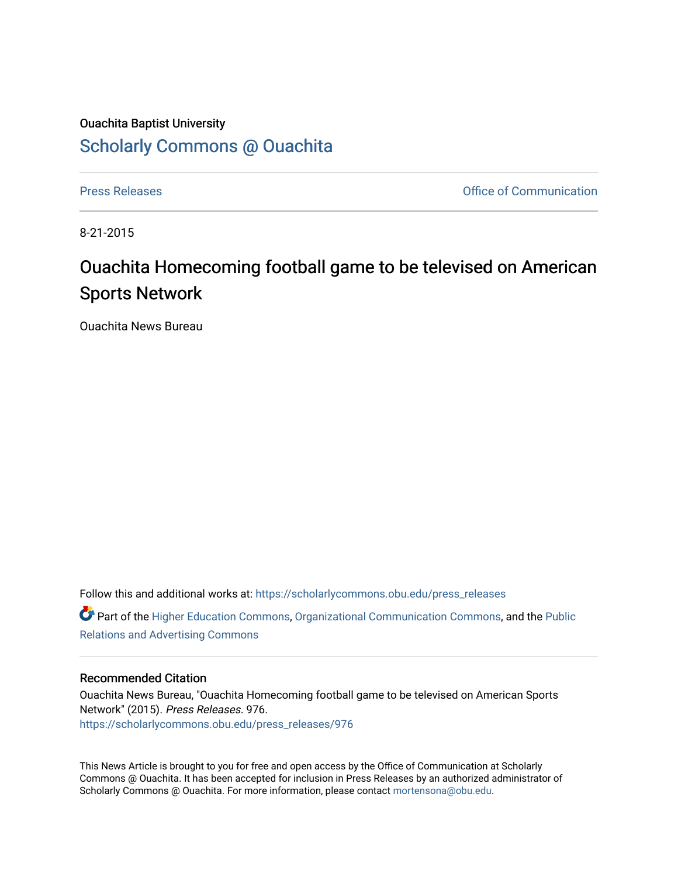Ouachita Baptist University

## Scholarly Commons @ Ouachita

Press Releases

Office of Communication

8-21-2015

# Ouachita Homecoming football game to be televised on American Sports Network

Ouachita News Bureau

Follow this and additional works at: https://scholarlycommons.obu.edu/press_releases

Part of the Higher Education Commons, Organizational Communication Commons, and the Public Relations and Advertising Commons

### Recommended Citation

Ouachita News Bureau, "Ouachita Homecoming football game to be televised on American Sports Network" (2015). *Press Releases*. 976.
https://scholarlycommons.obu.edu/press_releases/976

This News Article is brought to you for free and open access by the Office of Communication at Scholarly Commons @ Ouachita. It has been accepted for inclusion in Press Releases by an authorized administrator of Scholarly Commons @ Ouachita. For more information, please contact mortensona@obu.edu.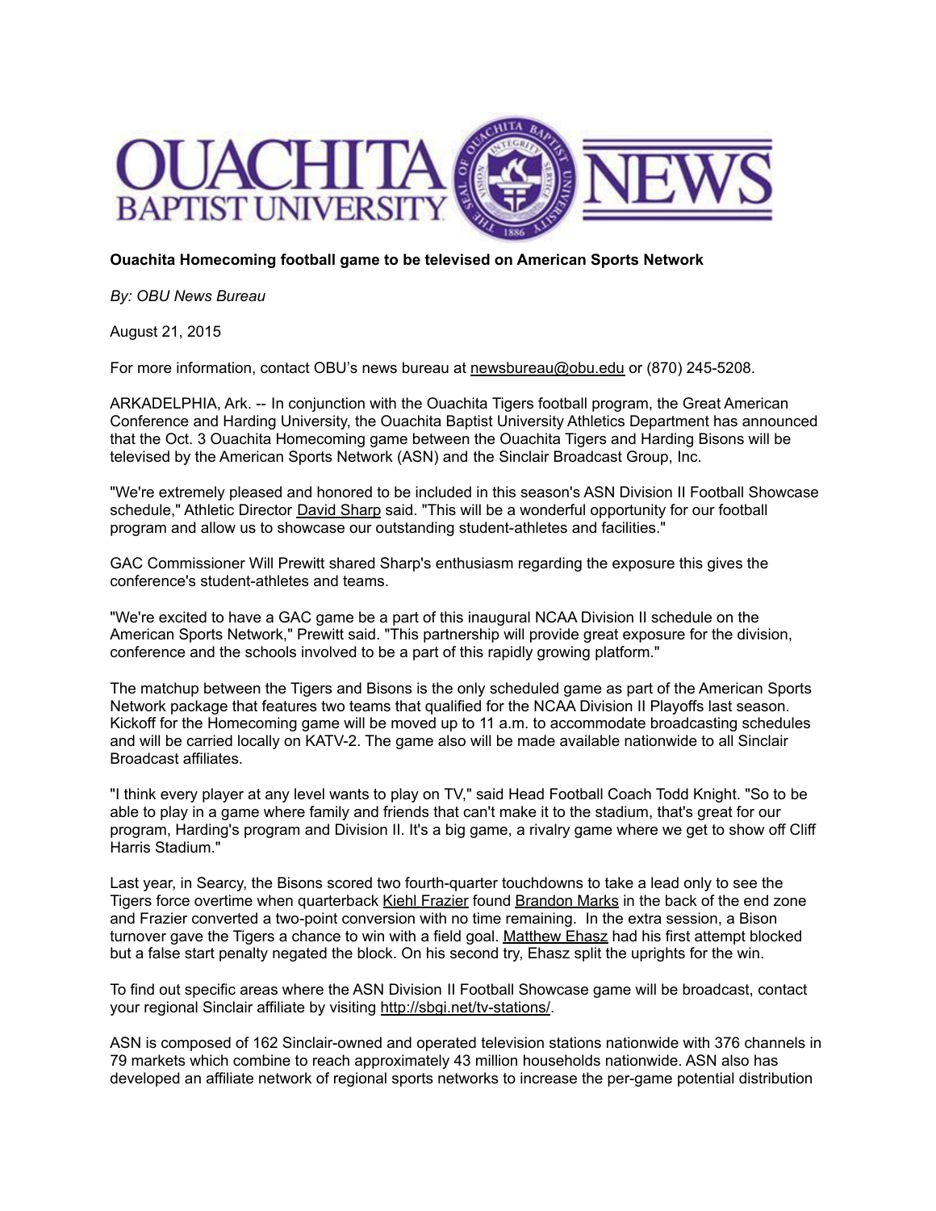**Ouachita Homecoming football game to be televised on American Sports Network**

*By: OBU News Bureau*

August 21, 2015

For more information, contact OBU's news bureau at newsbureau@obu.edu or (870) 245-5208.

ARKADELPHIA, Ark. -- In conjunction with the Ouachita Tigers football program, the Great American Conference and Harding University, the Ouachita Baptist University Athletics Department has announced that the Oct. 3 Ouachita Homecoming game between the Ouachita Tigers and Harding Bisons will be televised by the American Sports Network (ASN) and the Sinclair Broadcast Group, Inc.

"We're extremely pleased and honored to be included in this season's ASN Division II Football Showcase schedule," Athletic Director David Sharp said. "This will be a wonderful opportunity for our football program and allow us to showcase our outstanding student-athletes and facilities."

GAC Commissioner Will Prewitt shared Sharp's enthusiasm regarding the exposure this gives the conference's student-athletes and teams.

"We're excited to have a GAC game be a part of this inaugural NCAA Division II schedule on the American Sports Network," Prewitt said. "This partnership will provide great exposure for the division, conference and the schools involved to be a part of this rapidly growing platform."

The matchup between the Tigers and Bisons is the only scheduled game as part of the American Sports Network package that features two teams that qualified for the NCAA Division II Playoffs last season. Kickoff for the Homecoming game will be moved up to 11 a.m. to accommodate broadcasting schedules and will be carried locally on KATV-2. The game also will be made available nationwide to all Sinclair Broadcast affiliates.

"I think every player at any level wants to play on TV," said Head Football Coach Todd Knight. "So to be able to play in a game where family and friends that can't make it to the stadium, that's great for our program, Harding's program and Division II. It's a big game, a rivalry game where we get to show off Cliff Harris Stadium."

Last year, in Searcy, the Bisons scored two fourth-quarter touchdowns to take a lead only to see the Tigers force overtime when quarterback Kiehl Frazier found Brandon Marks in the back of the end zone and Frazier converted a two-point conversion with no time remaining. In the extra session, a Bison turnover gave the Tigers a chance to win with a field goal. Matthew Ehasz had his first attempt blocked but a false start penalty negated the block. On his second try, Ehasz split the uprights for the win.

To find out specific areas where the ASN Division II Football Showcase game will be broadcast, contact your regional Sinclair affiliate by visiting http://sbgi.net/tv-stations/.

ASN is composed of 162 Sinclair-owned and operated television stations nationwide with 376 channels in 79 markets which combine to reach approximately 43 million households nationwide. ASN also has developed an affiliate network of regional sports networks to increase the per-game potential distribution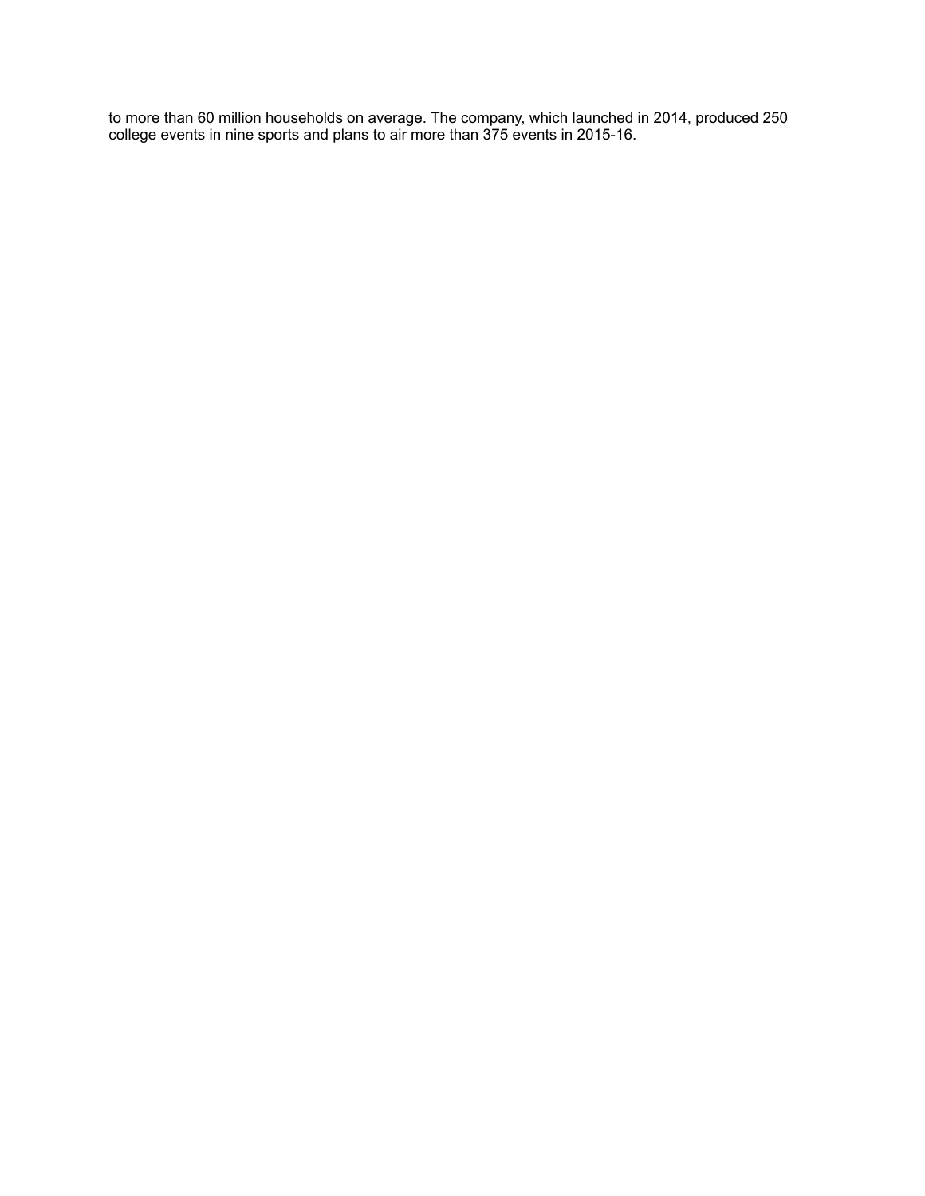to more than 60 million households on average. The company, which launched in 2014, produced 250 college events in nine sports and plans to air more than 375 events in 2015-16.